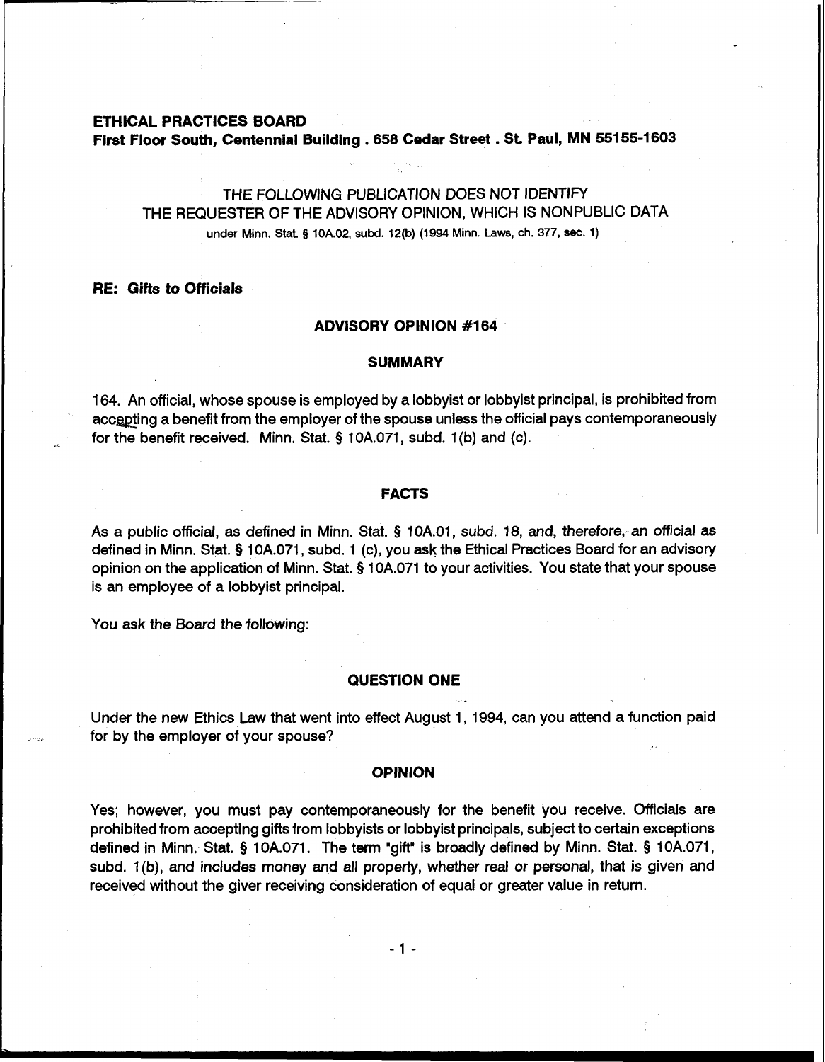**ETHICAL PRACTICES BOARD**
**First Floor South, Centennial Building . 658 Cedar Street . St. Paul, MN 55155-1603**

THE FOLLOWING PUBLICATION DOES NOT IDENTIFY
THE REQUESTER OF THE ADVISORY OPINION, WHICH IS NONPUBLIC DATA
under Minn. Stat. § 10A.02, subd. 12(b) (1994 Minn. Laws, ch. 377, sec. 1)

**RE: Gifts to Officials**

## ADVISORY OPINION #164

### SUMMARY

164. An official, whose spouse is employed by a lobbyist or lobbyist principal, is prohibited from accepting a benefit from the employer of the spouse unless the official pays contemporaneously for the benefit received. Minn. Stat. § 10A.071, subd. 1(b) and (c).

### FACTS

As a public official, as defined in Minn. Stat. § 10A.01, subd. 18, and, therefore, an official as defined in Minn. Stat. § 10A.071, subd. 1 (c), you ask the Ethical Practices Board for an advisory opinion on the application of Minn. Stat. § 10A.071 to your activities. You state that your spouse is an employee of a lobbyist principal.

You ask the Board the following:

### QUESTION ONE

Under the new Ethics Law that went into effect August 1, 1994, can you attend a function paid for by the employer of your spouse?

### OPINION

Yes; however, you must pay contemporaneously for the benefit you receive. Officials are prohibited from accepting gifts from lobbyists or lobbyist principals, subject to certain exceptions defined in Minn. Stat. § 10A.071. The term "gift" is broadly defined by Minn. Stat. § 10A.071, subd. 1(b), and includes money and all property, whether real or personal, that is given and received without the giver receiving consideration of equal or greater value in return.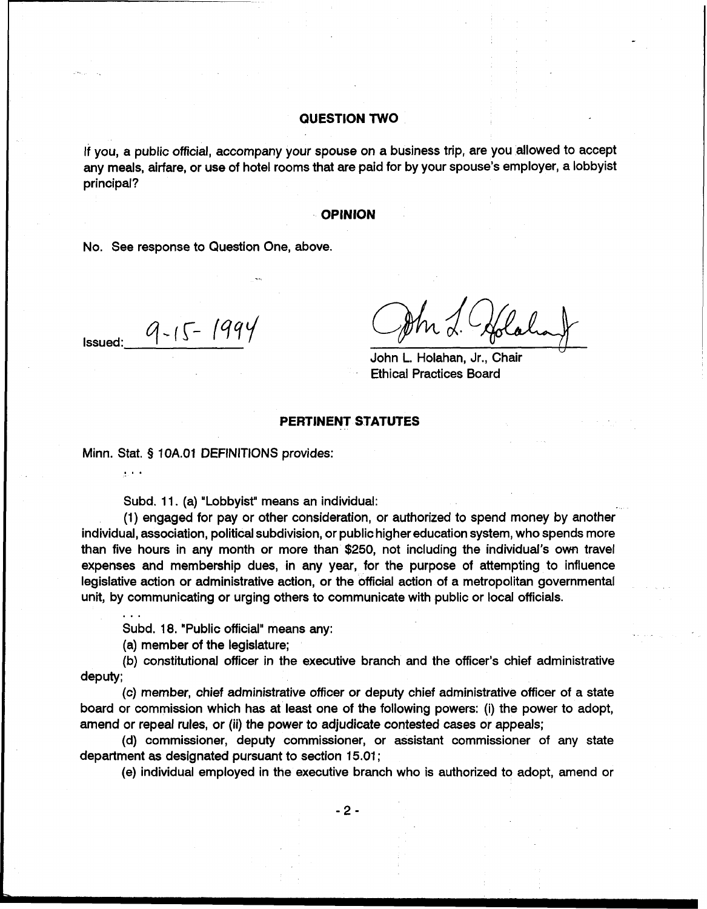## QUESTION TWO

If you, a public official, accompany your spouse on a business trip, are you allowed to accept any meals, airfare, or use of hotel rooms that are paid for by your spouse's employer, a lobbyist principal?

## OPINION

No. See response to Question One, above.

Issued: 9-15-1994

John L. Holahan, Jr., Chair
Ethical Practices Board

## PERTINENT STATUTES

Minn. Stat. § 10A.01 DEFINITIONS provides:

. . .

Subd. 11. (a) "Lobbyist" means an individual:

(1) engaged for pay or other consideration, or authorized to spend money by another individual, association, political subdivision, or public higher education system, who spends more than five hours in any month or more than $250, not including the individual's own travel expenses and membership dues, in any year, for the purpose of attempting to influence legislative action or administrative action, or the official action of a metropolitan governmental unit, by communicating or urging others to communicate with public or local officials.

. . .

Subd. 18. "Public official" means any:

(a) member of the legislature;

(b) constitutional officer in the executive branch and the officer's chief administrative deputy;

(c) member, chief administrative officer or deputy chief administrative officer of a state board or commission which has at least one of the following powers: (i) the power to adopt, amend or repeal rules, or (ii) the power to adjudicate contested cases or appeals;

(d) commissioner, deputy commissioner, or assistant commissioner of any state department as designated pursuant to section 15.01;

(e) individual employed in the executive branch who is authorized to adopt, amend or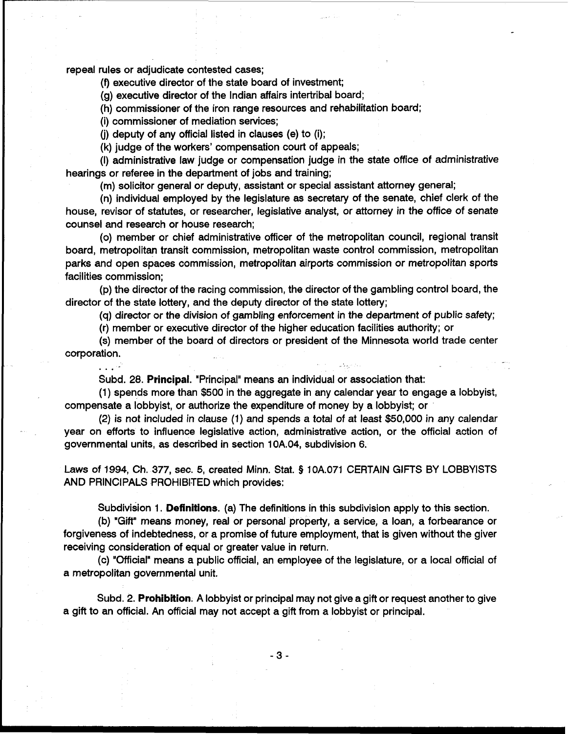repeal rules or adjudicate contested cases;

(f) executive director of the state board of investment;

(g) executive director of the Indian affairs intertribal board;

(h) commissioner of the iron range resources and rehabilitation board;

(i) commissioner of mediation services;

(j) deputy of any official listed in clauses (e) to (i);

(k) judge of the workers' compensation court of appeals;

(l) administrative law judge or compensation judge in the state office of administrative hearings or referee in the department of jobs and training;

(m) solicitor general or deputy, assistant or special assistant attorney general;

(n) individual employed by the legislature as secretary of the senate, chief clerk of the house, revisor of statutes, or researcher, legislative analyst, or attorney in the office of senate counsel and research or house research;

(o) member or chief administrative officer of the metropolitan council, regional transit board, metropolitan transit commission, metropolitan waste control commission, metropolitan parks and open spaces commission, metropolitan airports commission or metropolitan sports facilities commission;

(p) the director of the racing commission, the director of the gambling control board, the director of the state lottery, and the deputy director of the state lottery;

(q) director or the division of gambling enforcement in the department of public safety;

(r) member or executive director of the higher education facilities authority; or

(s) member of the board of directors or president of the Minnesota world trade center corporation.

. . .

Subd. 28. **Principal.** "Principal" means an individual or association that:

(1) spends more than $500 in the aggregate in any calendar year to engage a lobbyist, compensate a lobbyist, or authorize the expenditure of money by a lobbyist; or

(2) is not included in clause (1) and spends a total of at least $50,000 in any calendar year on efforts to influence legislative action, administrative action, or the official action of governmental units, as described in section 10A.04, subdivision 6.

Laws of 1994, Ch. 377, sec. 5, created Minn. Stat. § 10A.071 CERTAIN GIFTS BY LOBBYISTS AND PRINCIPALS PROHIBITED which provides:

Subdivision 1. **Definitions.** (a) The definitions in this subdivision apply to this section.

(b) "Gift" means money, real or personal property, a service, a loan, a forbearance or forgiveness of indebtedness, or a promise of future employment, that is given without the giver receiving consideration of equal or greater value in return.

(c) "Official" means a public official, an employee of the legislature, or a local official of a metropolitan governmental unit.

Subd. 2. **Prohibition.** A lobbyist or principal may not give a gift or request another to give a gift to an official. An official may not accept a gift from a lobbyist or principal.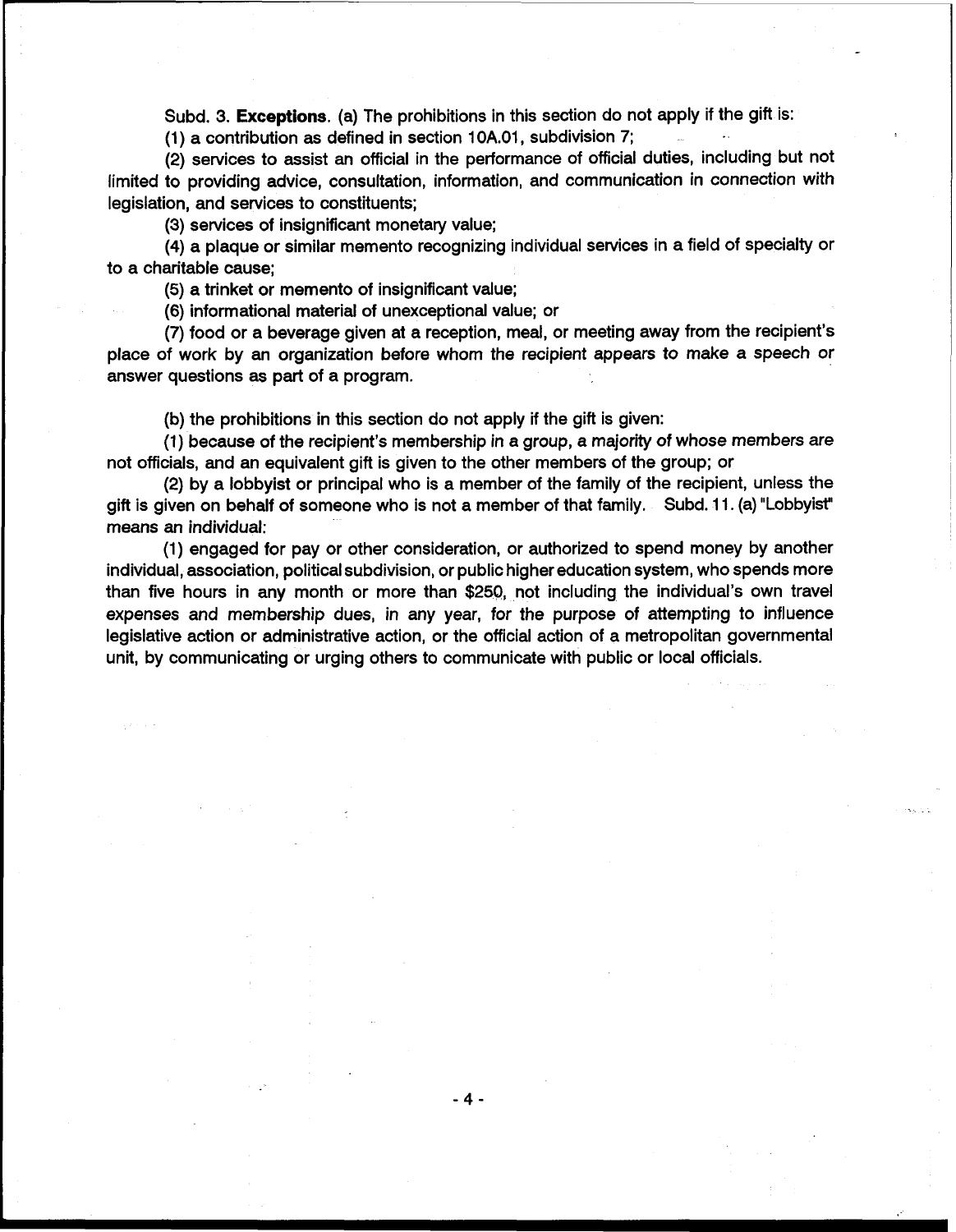Subd. 3. **Exceptions**. (a) The prohibitions in this section do not apply if the gift is:

(1) a contribution as defined in section 10A.01, subdivision 7;

(2) services to assist an official in the performance of official duties, including but not limited to providing advice, consultation, information, and communication in connection with legislation, and services to constituents;

(3) services of insignificant monetary value;

(4) a plaque or similar memento recognizing individual services in a field of specialty or to a charitable cause;

(5) a trinket or memento of insignificant value;

(6) informational material of unexceptional value; or

(7) food or a beverage given at a reception, meal, or meeting away from the recipient's place of work by an organization before whom the recipient appears to make a speech or answer questions as part of a program.

(b) the prohibitions in this section do not apply if the gift is given:

(1) because of the recipient's membership in a group, a majority of whose members are not officials, and an equivalent gift is given to the other members of the group; or

(2) by a lobbyist or principal who is a member of the family of the recipient, unless the gift is given on behalf of someone who is not a member of that family. Subd. 11. (a) "Lobbyist" means an individual:

(1) engaged for pay or other consideration, or authorized to spend money by another individual, association, political subdivision, or public higher education system, who spends more than five hours in any month or more than $250, not including the individual's own travel expenses and membership dues, in any year, for the purpose of attempting to influence legislative action or administrative action, or the official action of a metropolitan governmental unit, by communicating or urging others to communicate with public or local officials.